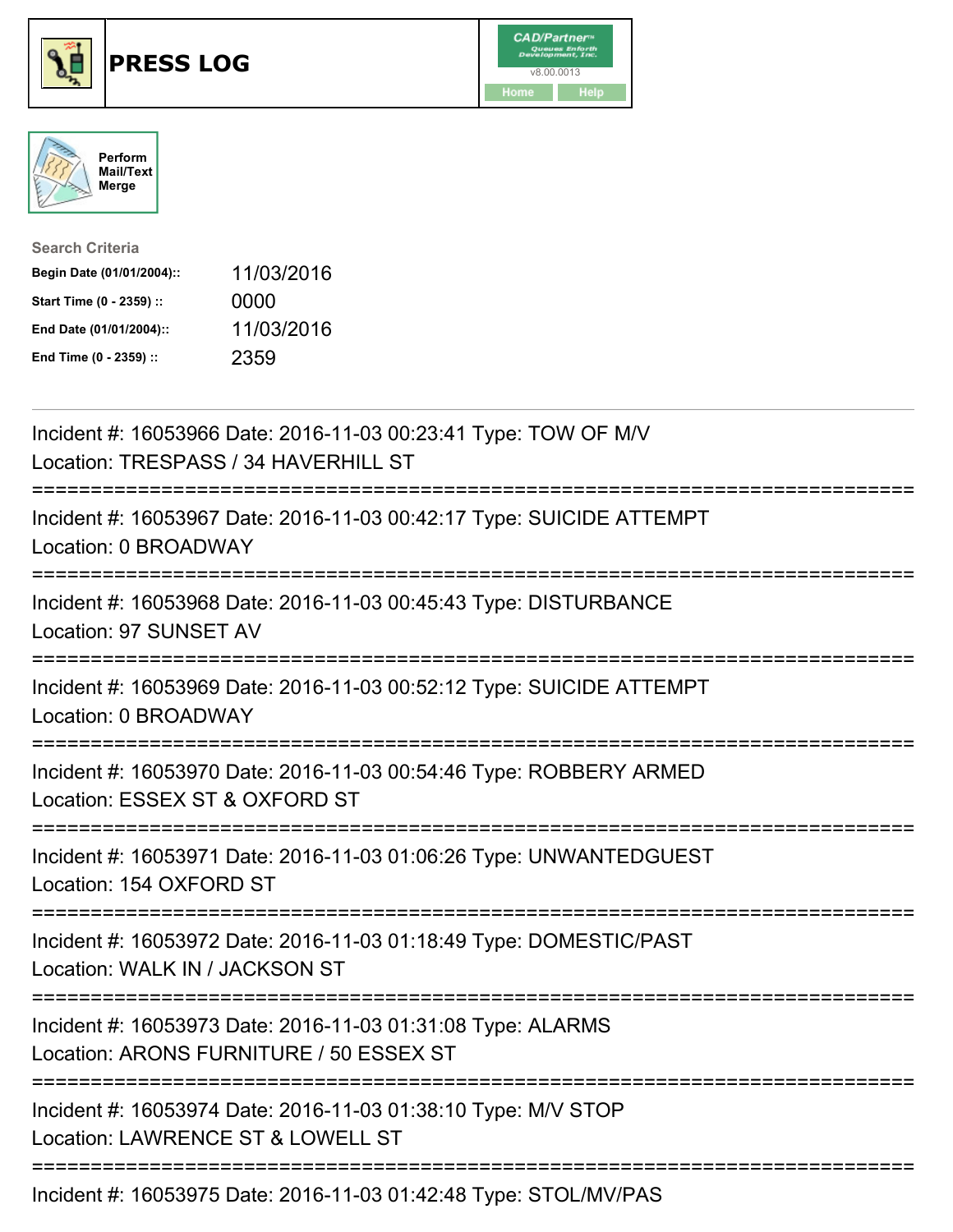# PRESS LOG

CAD/Partner™ v8.00.0013

Home Help

Perform Mail/Text Merge

**Search Criteria**

| | |
|---|---|
| **Begin Date (01/01/2004)::** | 11/03/2016 |
| **Start Time (0 - 2359) ::** | 0000 |
| **End Date (01/01/2004)::** | 11/03/2016 |
| **End Time (0 - 2359) ::** | 2359 |

---

Incident #: 16053966 Date: 2016-11-03 00:23:41 Type: TOW OF M/V
Location: TRESPASS / 34 HAVERHILL ST

===========================================================================

Incident #: 16053967 Date: 2016-11-03 00:42:17 Type: SUICIDE ATTEMPT
Location: 0 BROADWAY

===========================================================================

Incident #: 16053968 Date: 2016-11-03 00:45:43 Type: DISTURBANCE
Location: 97 SUNSET AV

===========================================================================

Incident #: 16053969 Date: 2016-11-03 00:52:12 Type: SUICIDE ATTEMPT
Location: 0 BROADWAY

===========================================================================

Incident #: 16053970 Date: 2016-11-03 00:54:46 Type: ROBBERY ARMED
Location: ESSEX ST & OXFORD ST

===========================================================================

Incident #: 16053971 Date: 2016-11-03 01:06:26 Type: UNWANTEDGUEST
Location: 154 OXFORD ST

===========================================================================

Incident #: 16053972 Date: 2016-11-03 01:18:49 Type: DOMESTIC/PAST
Location: WALK IN / JACKSON ST

===========================================================================

Incident #: 16053973 Date: 2016-11-03 01:31:08 Type: ALARMS
Location: ARONS FURNITURE / 50 ESSEX ST

===========================================================================

Incident #: 16053974 Date: 2016-11-03 01:38:10 Type: M/V STOP
Location: LAWRENCE ST & LOWELL ST

===========================================================================

Incident #: 16053975 Date: 2016-11-03 01:42:48 Type: STOL/MV/PAS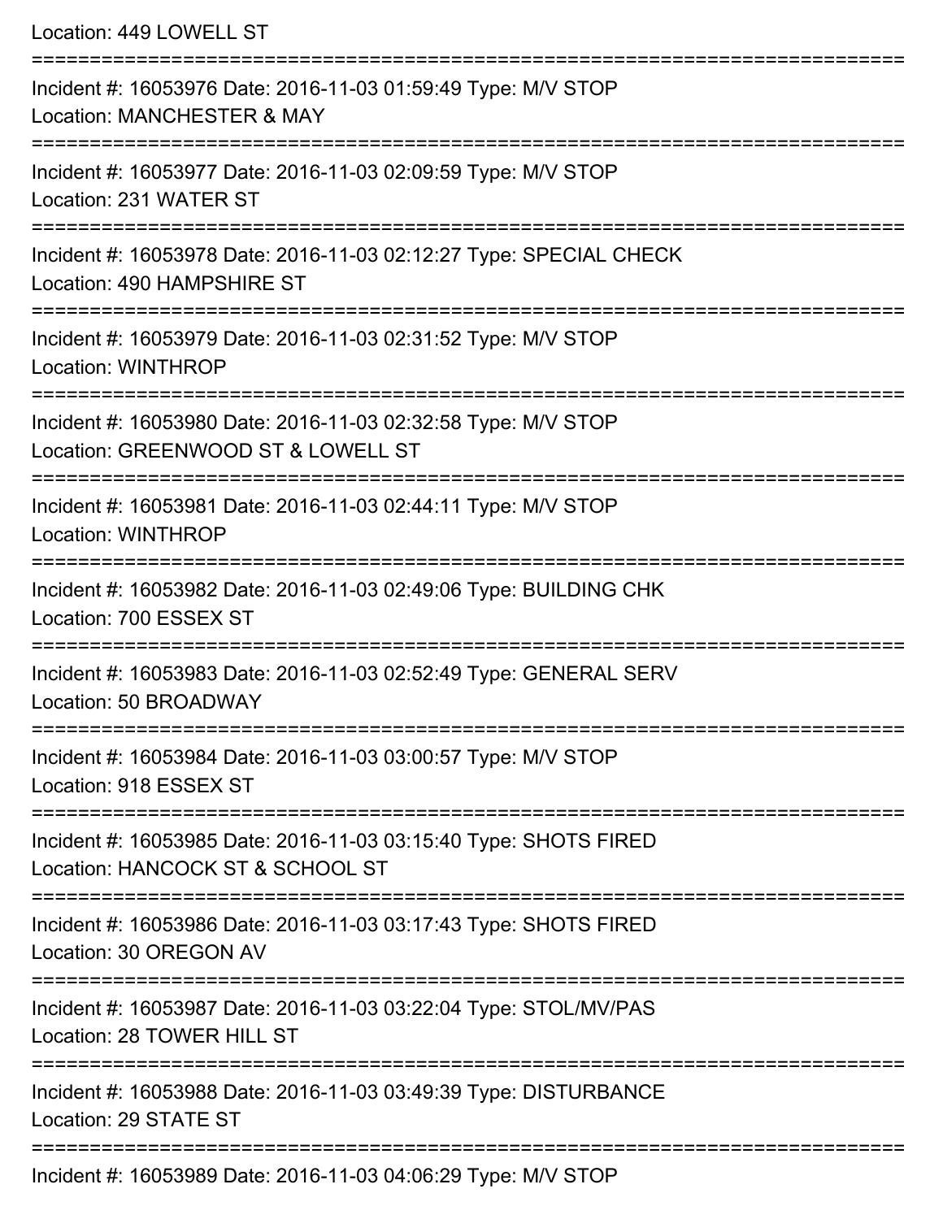Location: 449 LOWELL ST

===========================================================================

Incident #: 16053976 Date: 2016-11-03 01:59:49 Type: M/V STOP
Location: MANCHESTER & MAY

===========================================================================

Incident #: 16053977 Date: 2016-11-03 02:09:59 Type: M/V STOP
Location: 231 WATER ST

===========================================================================

Incident #: 16053978 Date: 2016-11-03 02:12:27 Type: SPECIAL CHECK
Location: 490 HAMPSHIRE ST

===========================================================================

Incident #: 16053979 Date: 2016-11-03 02:31:52 Type: M/V STOP
Location: WINTHROP

===========================================================================

Incident #: 16053980 Date: 2016-11-03 02:32:58 Type: M/V STOP
Location: GREENWOOD ST & LOWELL ST

===========================================================================

Incident #: 16053981 Date: 2016-11-03 02:44:11 Type: M/V STOP
Location: WINTHROP

===========================================================================

Incident #: 16053982 Date: 2016-11-03 02:49:06 Type: BUILDING CHK
Location: 700 ESSEX ST

===========================================================================

Incident #: 16053983 Date: 2016-11-03 02:52:49 Type: GENERAL SERV
Location: 50 BROADWAY

===========================================================================

Incident #: 16053984 Date: 2016-11-03 03:00:57 Type: M/V STOP
Location: 918 ESSEX ST

===========================================================================

Incident #: 16053985 Date: 2016-11-03 03:15:40 Type: SHOTS FIRED
Location: HANCOCK ST & SCHOOL ST

===========================================================================

Incident #: 16053986 Date: 2016-11-03 03:17:43 Type: SHOTS FIRED
Location: 30 OREGON AV

===========================================================================

Incident #: 16053987 Date: 2016-11-03 03:22:04 Type: STOL/MV/PAS
Location: 28 TOWER HILL ST

===========================================================================

Incident #: 16053988 Date: 2016-11-03 03:49:39 Type: DISTURBANCE
Location: 29 STATE ST

===========================================================================

Incident #: 16053989 Date: 2016-11-03 04:06:29 Type: M/V STOP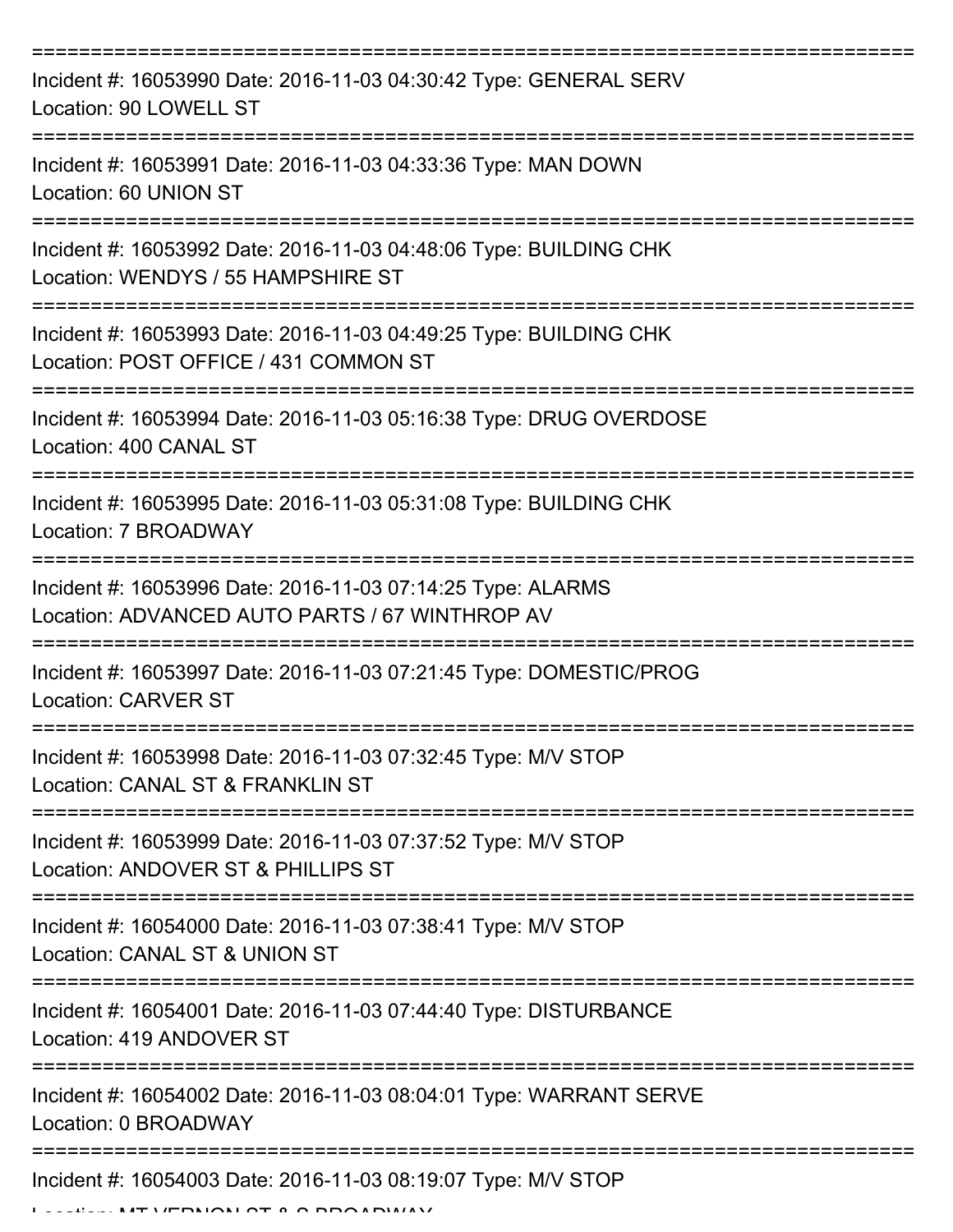===========================================================================

Incident #: 16053990 Date: 2016-11-03 04:30:42 Type: GENERAL SERV
Location: 90 LOWELL ST

===========================================================================

Incident #: 16053991 Date: 2016-11-03 04:33:36 Type: MAN DOWN
Location: 60 UNION ST

===========================================================================

Incident #: 16053992 Date: 2016-11-03 04:48:06 Type: BUILDING CHK
Location: WENDYS / 55 HAMPSHIRE ST

===========================================================================

Incident #: 16053993 Date: 2016-11-03 04:49:25 Type: BUILDING CHK
Location: POST OFFICE / 431 COMMON ST

===========================================================================

Incident #: 16053994 Date: 2016-11-03 05:16:38 Type: DRUG OVERDOSE
Location: 400 CANAL ST

===========================================================================

Incident #: 16053995 Date: 2016-11-03 05:31:08 Type: BUILDING CHK
Location: 7 BROADWAY

===========================================================================

Incident #: 16053996 Date: 2016-11-03 07:14:25 Type: ALARMS
Location: ADVANCED AUTO PARTS / 67 WINTHROP AV

===========================================================================

Incident #: 16053997 Date: 2016-11-03 07:21:45 Type: DOMESTIC/PROG
Location: CARVER ST

===========================================================================

Incident #: 16053998 Date: 2016-11-03 07:32:45 Type: M/V STOP
Location: CANAL ST & FRANKLIN ST

===========================================================================

Incident #: 16053999 Date: 2016-11-03 07:37:52 Type: M/V STOP
Location: ANDOVER ST & PHILLIPS ST

===========================================================================

Incident #: 16054000 Date: 2016-11-03 07:38:41 Type: M/V STOP
Location: CANAL ST & UNION ST

===========================================================================

Incident #: 16054001 Date: 2016-11-03 07:44:40 Type: DISTURBANCE
Location: 419 ANDOVER ST

===========================================================================

Incident #: 16054002 Date: 2016-11-03 08:04:01 Type: WARRANT SERVE
Location: 0 BROADWAY

===========================================================================

Incident #: 16054003 Date: 2016-11-03 08:19:07 Type: M/V STOP
Location: MT VERNON ST & S BROADWAY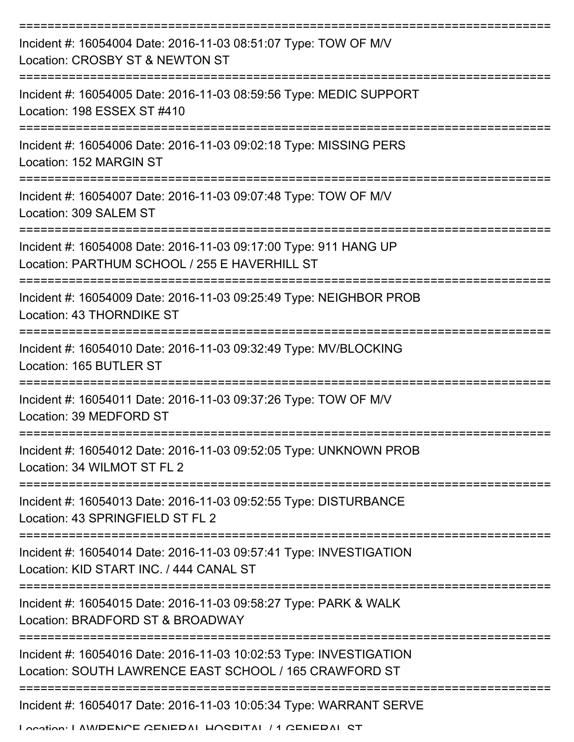===========================================================================

Incident #: 16054004 Date: 2016-11-03 08:51:07 Type: TOW OF M/V
Location: CROSBY ST & NEWTON ST

===========================================================================

Incident #: 16054005 Date: 2016-11-03 08:59:56 Type: MEDIC SUPPORT
Location: 198 ESSEX ST #410

===========================================================================

Incident #: 16054006 Date: 2016-11-03 09:02:18 Type: MISSING PERS
Location: 152 MARGIN ST

===========================================================================

Incident #: 16054007 Date: 2016-11-03 09:07:48 Type: TOW OF M/V
Location: 309 SALEM ST

===========================================================================

Incident #: 16054008 Date: 2016-11-03 09:17:00 Type: 911 HANG UP
Location: PARTHUM SCHOOL / 255 E HAVERHILL ST

===========================================================================

Incident #: 16054009 Date: 2016-11-03 09:25:49 Type: NEIGHBOR PROB
Location: 43 THORNDIKE ST

===========================================================================

Incident #: 16054010 Date: 2016-11-03 09:32:49 Type: MV/BLOCKING
Location: 165 BUTLER ST

===========================================================================

Incident #: 16054011 Date: 2016-11-03 09:37:26 Type: TOW OF M/V
Location: 39 MEDFORD ST

===========================================================================

Incident #: 16054012 Date: 2016-11-03 09:52:05 Type: UNKNOWN PROB
Location: 34 WILMOT ST FL 2

===========================================================================

Incident #: 16054013 Date: 2016-11-03 09:52:55 Type: DISTURBANCE
Location: 43 SPRINGFIELD ST FL 2

===========================================================================

Incident #: 16054014 Date: 2016-11-03 09:57:41 Type: INVESTIGATION
Location: KID START INC. / 444 CANAL ST

===========================================================================

Incident #: 16054015 Date: 2016-11-03 09:58:27 Type: PARK & WALK
Location: BRADFORD ST & BROADWAY

===========================================================================

Incident #: 16054016 Date: 2016-11-03 10:02:53 Type: INVESTIGATION
Location: SOUTH LAWRENCE EAST SCHOOL / 165 CRAWFORD ST

===========================================================================

Incident #: 16054017 Date: 2016-11-03 10:05:34 Type: WARRANT SERVE
Location: LAWRENCE GENERAL HOSPITAL / 1 GENERAL ST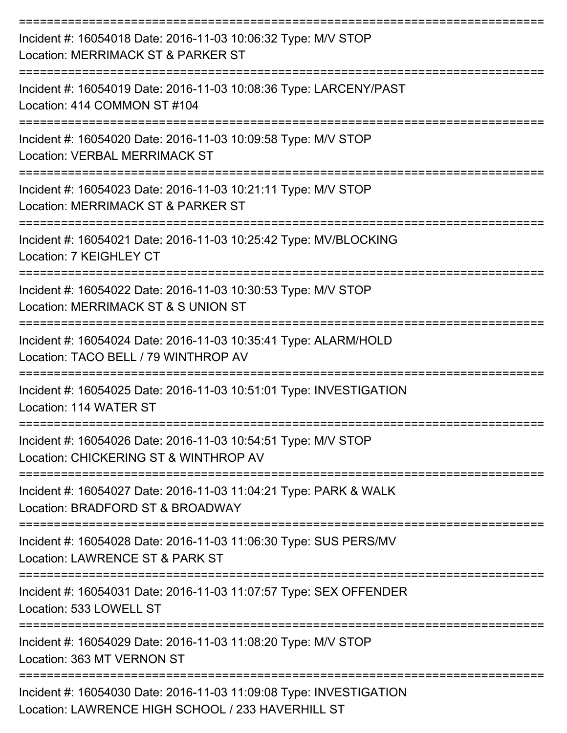===========================================================================

Incident #: 16054018 Date: 2016-11-03 10:06:32 Type: M/V STOP

Location: MERRIMACK ST & PARKER ST

===========================================================================

Incident #: 16054019 Date: 2016-11-03 10:08:36 Type: LARCENY/PAST

Location: 414 COMMON ST #104

===========================================================================

Incident #: 16054020 Date: 2016-11-03 10:09:58 Type: M/V STOP

Location: VERBAL MERRIMACK ST

===========================================================================

Incident #: 16054023 Date: 2016-11-03 10:21:11 Type: M/V STOP

Location: MERRIMACK ST & PARKER ST

===========================================================================

Incident #: 16054021 Date: 2016-11-03 10:25:42 Type: MV/BLOCKING

Location: 7 KEIGHLEY CT

===========================================================================

Incident #: 16054022 Date: 2016-11-03 10:30:53 Type: M/V STOP

Location: MERRIMACK ST & S UNION ST

===========================================================================

Incident #: 16054024 Date: 2016-11-03 10:35:41 Type: ALARM/HOLD

Location: TACO BELL / 79 WINTHROP AV

===========================================================================

Incident #: 16054025 Date: 2016-11-03 10:51:01 Type: INVESTIGATION

Location: 114 WATER ST

===========================================================================

Incident #: 16054026 Date: 2016-11-03 10:54:51 Type: M/V STOP

Location: CHICKERING ST & WINTHROP AV

===========================================================================

Incident #: 16054027 Date: 2016-11-03 11:04:21 Type: PARK & WALK

Location: BRADFORD ST & BROADWAY

===========================================================================

Incident #: 16054028 Date: 2016-11-03 11:06:30 Type: SUS PERS/MV

Location: LAWRENCE ST & PARK ST

===========================================================================

Incident #: 16054031 Date: 2016-11-03 11:07:57 Type: SEX OFFENDER

Location: 533 LOWELL ST

===========================================================================

Incident #: 16054029 Date: 2016-11-03 11:08:20 Type: M/V STOP

Location: 363 MT VERNON ST

===========================================================================

Incident #: 16054030 Date: 2016-11-03 11:09:08 Type: INVESTIGATION

Location: LAWRENCE HIGH SCHOOL / 233 HAVERHILL ST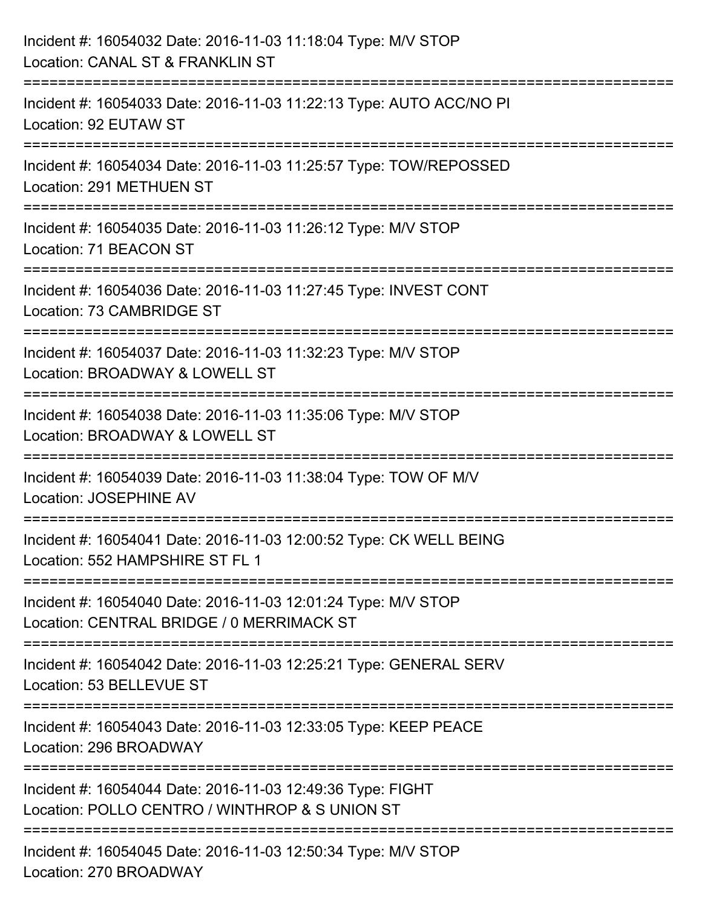Incident #: 16054032 Date: 2016-11-03 11:18:04 Type: M/V STOP
Location: CANAL ST & FRANKLIN ST

===========================================================================

Incident #: 16054033 Date: 2016-11-03 11:22:13 Type: AUTO ACC/NO PI
Location: 92 EUTAW ST

===========================================================================

Incident #: 16054034 Date: 2016-11-03 11:25:57 Type: TOW/REPOSSED
Location: 291 METHUEN ST

===========================================================================

Incident #: 16054035 Date: 2016-11-03 11:26:12 Type: M/V STOP
Location: 71 BEACON ST

===========================================================================

Incident #: 16054036 Date: 2016-11-03 11:27:45 Type: INVEST CONT
Location: 73 CAMBRIDGE ST

===========================================================================

Incident #: 16054037 Date: 2016-11-03 11:32:23 Type: M/V STOP
Location: BROADWAY & LOWELL ST

===========================================================================

Incident #: 16054038 Date: 2016-11-03 11:35:06 Type: M/V STOP
Location: BROADWAY & LOWELL ST

===========================================================================

Incident #: 16054039 Date: 2016-11-03 11:38:04 Type: TOW OF M/V
Location: JOSEPHINE AV

===========================================================================

Incident #: 16054041 Date: 2016-11-03 12:00:52 Type: CK WELL BEING
Location: 552 HAMPSHIRE ST FL 1

===========================================================================

Incident #: 16054040 Date: 2016-11-03 12:01:24 Type: M/V STOP
Location: CENTRAL BRIDGE / 0 MERRIMACK ST

===========================================================================

Incident #: 16054042 Date: 2016-11-03 12:25:21 Type: GENERAL SERV
Location: 53 BELLEVUE ST

===========================================================================

Incident #: 16054043 Date: 2016-11-03 12:33:05 Type: KEEP PEACE
Location: 296 BROADWAY

===========================================================================

Incident #: 16054044 Date: 2016-11-03 12:49:36 Type: FIGHT
Location: POLLO CENTRO / WINTHROP & S UNION ST

===========================================================================

Incident #: 16054045 Date: 2016-11-03 12:50:34 Type: M/V STOP
Location: 270 BROADWAY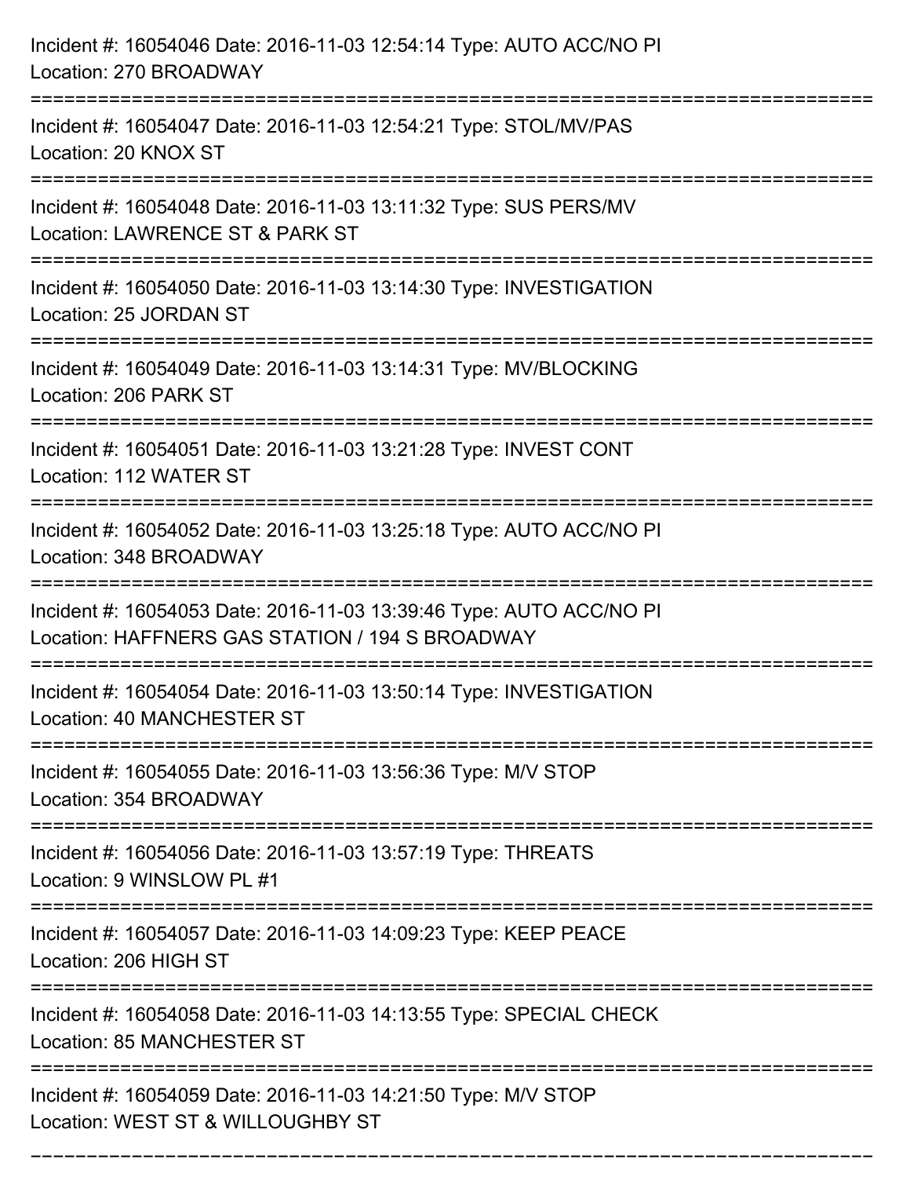Incident #: 16054046 Date: 2016-11-03 12:54:14 Type: AUTO ACC/NO PI
Location: 270 BROADWAY

===========================================================================

Incident #: 16054047 Date: 2016-11-03 12:54:21 Type: STOL/MV/PAS
Location: 20 KNOX ST

===========================================================================

Incident #: 16054048 Date: 2016-11-03 13:11:32 Type: SUS PERS/MV
Location: LAWRENCE ST & PARK ST

===========================================================================

Incident #: 16054050 Date: 2016-11-03 13:14:30 Type: INVESTIGATION
Location: 25 JORDAN ST

===========================================================================

Incident #: 16054049 Date: 2016-11-03 13:14:31 Type: MV/BLOCKING
Location: 206 PARK ST

===========================================================================

Incident #: 16054051 Date: 2016-11-03 13:21:28 Type: INVEST CONT
Location: 112 WATER ST

===========================================================================

Incident #: 16054052 Date: 2016-11-03 13:25:18 Type: AUTO ACC/NO PI
Location: 348 BROADWAY

===========================================================================

Incident #: 16054053 Date: 2016-11-03 13:39:46 Type: AUTO ACC/NO PI
Location: HAFFNERS GAS STATION / 194 S BROADWAY

===========================================================================

Incident #: 16054054 Date: 2016-11-03 13:50:14 Type: INVESTIGATION
Location: 40 MANCHESTER ST

===========================================================================

Incident #: 16054055 Date: 2016-11-03 13:56:36 Type: M/V STOP
Location: 354 BROADWAY

===========================================================================

Incident #: 16054056 Date: 2016-11-03 13:57:19 Type: THREATS
Location: 9 WINSLOW PL #1

===========================================================================

Incident #: 16054057 Date: 2016-11-03 14:09:23 Type: KEEP PEACE
Location: 206 HIGH ST

===========================================================================

Incident #: 16054058 Date: 2016-11-03 14:13:55 Type: SPECIAL CHECK
Location: 85 MANCHESTER ST

===========================================================================

Incident #: 16054059 Date: 2016-11-03 14:21:50 Type: M/V STOP
Location: WEST ST & WILLOUGHBY ST

===========================================================================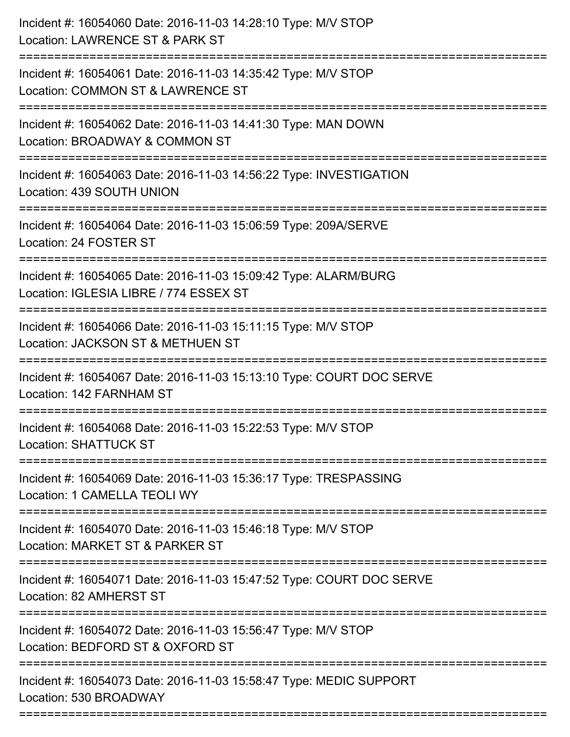Incident #: 16054060 Date: 2016-11-03 14:28:10 Type: M/V STOP
Location: LAWRENCE ST & PARK ST

===========================================================================

Incident #: 16054061 Date: 2016-11-03 14:35:42 Type: M/V STOP
Location: COMMON ST & LAWRENCE ST

===========================================================================

Incident #: 16054062 Date: 2016-11-03 14:41:30 Type: MAN DOWN
Location: BROADWAY & COMMON ST

===========================================================================

Incident #: 16054063 Date: 2016-11-03 14:56:22 Type: INVESTIGATION
Location: 439 SOUTH UNION

===========================================================================

Incident #: 16054064 Date: 2016-11-03 15:06:59 Type: 209A/SERVE
Location: 24 FOSTER ST

===========================================================================

Incident #: 16054065 Date: 2016-11-03 15:09:42 Type: ALARM/BURG
Location: IGLESIA LIBRE / 774 ESSEX ST

===========================================================================

Incident #: 16054066 Date: 2016-11-03 15:11:15 Type: M/V STOP
Location: JACKSON ST & METHUEN ST

===========================================================================

Incident #: 16054067 Date: 2016-11-03 15:13:10 Type: COURT DOC SERVE
Location: 142 FARNHAM ST

===========================================================================

Incident #: 16054068 Date: 2016-11-03 15:22:53 Type: M/V STOP
Location: SHATTUCK ST

===========================================================================

Incident #: 16054069 Date: 2016-11-03 15:36:17 Type: TRESPASSING
Location: 1 CAMELLA TEOLI WY

===========================================================================

Incident #: 16054070 Date: 2016-11-03 15:46:18 Type: M/V STOP
Location: MARKET ST & PARKER ST

===========================================================================

Incident #: 16054071 Date: 2016-11-03 15:47:52 Type: COURT DOC SERVE
Location: 82 AMHERST ST

===========================================================================

Incident #: 16054072 Date: 2016-11-03 15:56:47 Type: M/V STOP
Location: BEDFORD ST & OXFORD ST

===========================================================================

Incident #: 16054073 Date: 2016-11-03 15:58:47 Type: MEDIC SUPPORT
Location: 530 BROADWAY

===========================================================================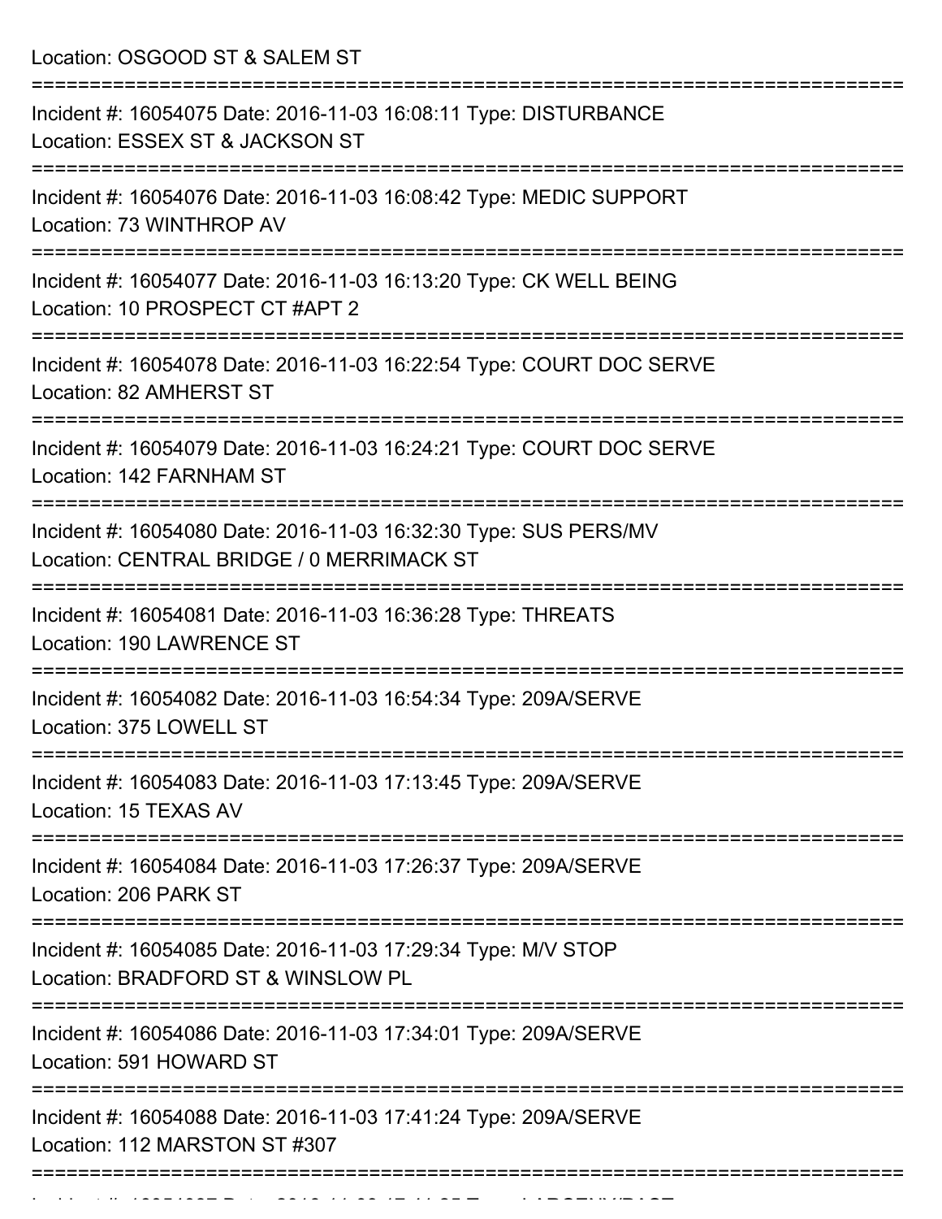Location: OSGOOD ST & SALEM ST

===========================================================================

Incident #: 16054075 Date: 2016-11-03 16:08:11 Type: DISTURBANCE
Location: ESSEX ST & JACKSON ST

===========================================================================

Incident #: 16054076 Date: 2016-11-03 16:08:42 Type: MEDIC SUPPORT
Location: 73 WINTHROP AV

===========================================================================

Incident #: 16054077 Date: 2016-11-03 16:13:20 Type: CK WELL BEING
Location: 10 PROSPECT CT #APT 2

===========================================================================

Incident #: 16054078 Date: 2016-11-03 16:22:54 Type: COURT DOC SERVE
Location: 82 AMHERST ST

===========================================================================

Incident #: 16054079 Date: 2016-11-03 16:24:21 Type: COURT DOC SERVE
Location: 142 FARNHAM ST

===========================================================================

Incident #: 16054080 Date: 2016-11-03 16:32:30 Type: SUS PERS/MV
Location: CENTRAL BRIDGE / 0 MERRIMACK ST

===========================================================================

Incident #: 16054081 Date: 2016-11-03 16:36:28 Type: THREATS
Location: 190 LAWRENCE ST

===========================================================================

Incident #: 16054082 Date: 2016-11-03 16:54:34 Type: 209A/SERVE
Location: 375 LOWELL ST

===========================================================================

Incident #: 16054083 Date: 2016-11-03 17:13:45 Type: 209A/SERVE
Location: 15 TEXAS AV

===========================================================================

Incident #: 16054084 Date: 2016-11-03 17:26:37 Type: 209A/SERVE
Location: 206 PARK ST

===========================================================================

Incident #: 16054085 Date: 2016-11-03 17:29:34 Type: M/V STOP
Location: BRADFORD ST & WINSLOW PL

===========================================================================

Incident #: 16054086 Date: 2016-11-03 17:34:01 Type: 209A/SERVE
Location: 591 HOWARD ST

===========================================================================

Incident #: 16054088 Date: 2016-11-03 17:41:24 Type: 209A/SERVE
Location: 112 MARSTON ST #307

===========================================================================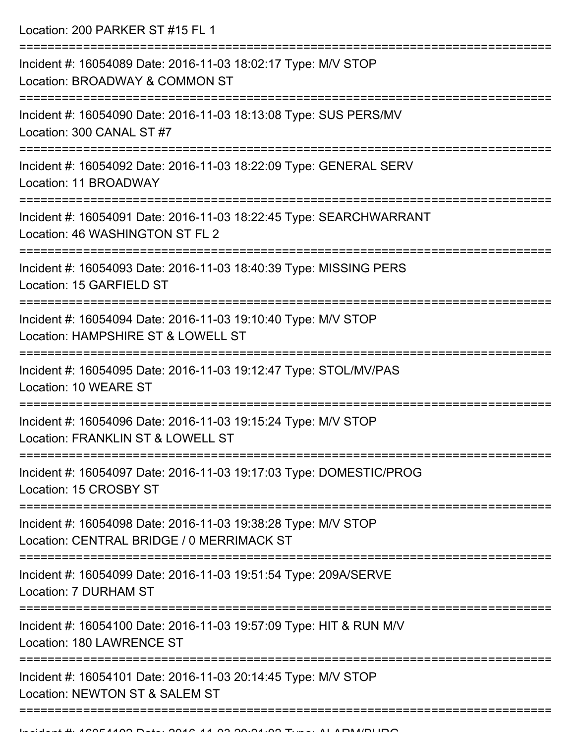Location: 200 PARKER ST #15 FL 1

===========================================================================

Incident #: 16054089 Date: 2016-11-03 18:02:17 Type: M/V STOP
Location: BROADWAY & COMMON ST

===========================================================================

Incident #: 16054090 Date: 2016-11-03 18:13:08 Type: SUS PERS/MV
Location: 300 CANAL ST #7

===========================================================================

Incident #: 16054092 Date: 2016-11-03 18:22:09 Type: GENERAL SERV
Location: 11 BROADWAY

===========================================================================

Incident #: 16054091 Date: 2016-11-03 18:22:45 Type: SEARCHWARRANT
Location: 46 WASHINGTON ST FL 2

===========================================================================

Incident #: 16054093 Date: 2016-11-03 18:40:39 Type: MISSING PERS
Location: 15 GARFIELD ST

===========================================================================

Incident #: 16054094 Date: 2016-11-03 19:10:40 Type: M/V STOP
Location: HAMPSHIRE ST & LOWELL ST

===========================================================================

Incident #: 16054095 Date: 2016-11-03 19:12:47 Type: STOL/MV/PAS
Location: 10 WEARE ST

===========================================================================

Incident #: 16054096 Date: 2016-11-03 19:15:24 Type: M/V STOP
Location: FRANKLIN ST & LOWELL ST

===========================================================================

Incident #: 16054097 Date: 2016-11-03 19:17:03 Type: DOMESTIC/PROG
Location: 15 CROSBY ST

===========================================================================

Incident #: 16054098 Date: 2016-11-03 19:38:28 Type: M/V STOP
Location: CENTRAL BRIDGE / 0 MERRIMACK ST

===========================================================================

Incident #: 16054099 Date: 2016-11-03 19:51:54 Type: 209A/SERVE
Location: 7 DURHAM ST

===========================================================================

Incident #: 16054100 Date: 2016-11-03 19:57:09 Type: HIT & RUN M/V
Location: 180 LAWRENCE ST

===========================================================================

Incident #: 16054101 Date: 2016-11-03 20:14:45 Type: M/V STOP
Location: NEWTON ST & SALEM ST

===========================================================================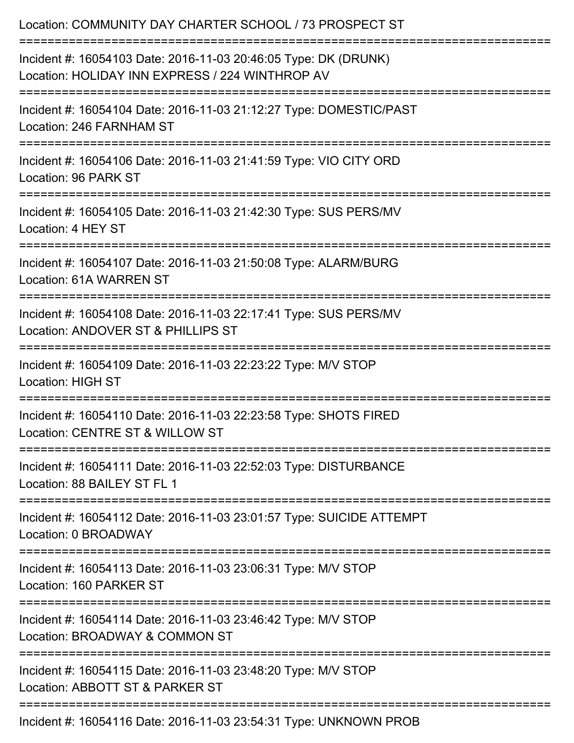Location: COMMUNITY DAY CHARTER SCHOOL / 73 PROSPECT ST

===========================================================================

Incident #: 16054103 Date: 2016-11-03 20:46:05 Type: DK (DRUNK)
Location: HOLIDAY INN EXPRESS / 224 WINTHROP AV

===========================================================================

Incident #: 16054104 Date: 2016-11-03 21:12:27 Type: DOMESTIC/PAST
Location: 246 FARNHAM ST

===========================================================================

Incident #: 16054106 Date: 2016-11-03 21:41:59 Type: VIO CITY ORD
Location: 96 PARK ST

===========================================================================

Incident #: 16054105 Date: 2016-11-03 21:42:30 Type: SUS PERS/MV
Location: 4 HEY ST

===========================================================================

Incident #: 16054107 Date: 2016-11-03 21:50:08 Type: ALARM/BURG
Location: 61A WARREN ST

===========================================================================

Incident #: 16054108 Date: 2016-11-03 22:17:41 Type: SUS PERS/MV
Location: ANDOVER ST & PHILLIPS ST

===========================================================================

Incident #: 16054109 Date: 2016-11-03 22:23:22 Type: M/V STOP
Location: HIGH ST

===========================================================================

Incident #: 16054110 Date: 2016-11-03 22:23:58 Type: SHOTS FIRED
Location: CENTRE ST & WILLOW ST

===========================================================================

Incident #: 16054111 Date: 2016-11-03 22:52:03 Type: DISTURBANCE
Location: 88 BAILEY ST FL 1

===========================================================================

Incident #: 16054112 Date: 2016-11-03 23:01:57 Type: SUICIDE ATTEMPT
Location: 0 BROADWAY

===========================================================================

Incident #: 16054113 Date: 2016-11-03 23:06:31 Type: M/V STOP
Location: 160 PARKER ST

===========================================================================

Incident #: 16054114 Date: 2016-11-03 23:46:42 Type: M/V STOP
Location: BROADWAY & COMMON ST

===========================================================================

Incident #: 16054115 Date: 2016-11-03 23:48:20 Type: M/V STOP
Location: ABBOTT ST & PARKER ST

===========================================================================

Incident #: 16054116 Date: 2016-11-03 23:54:31 Type: UNKNOWN PROB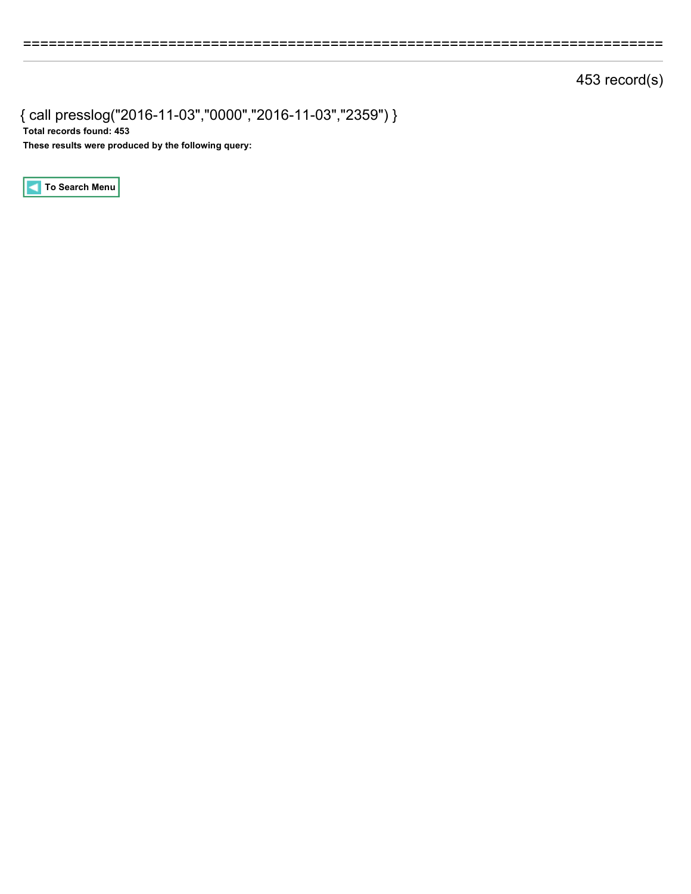===========================================================================

453 record(s)

{ call presslog("2016-11-03","0000","2016-11-03","2359") }

**Total records found: 453**

**These results were produced by the following query:**

**To Search Menu**